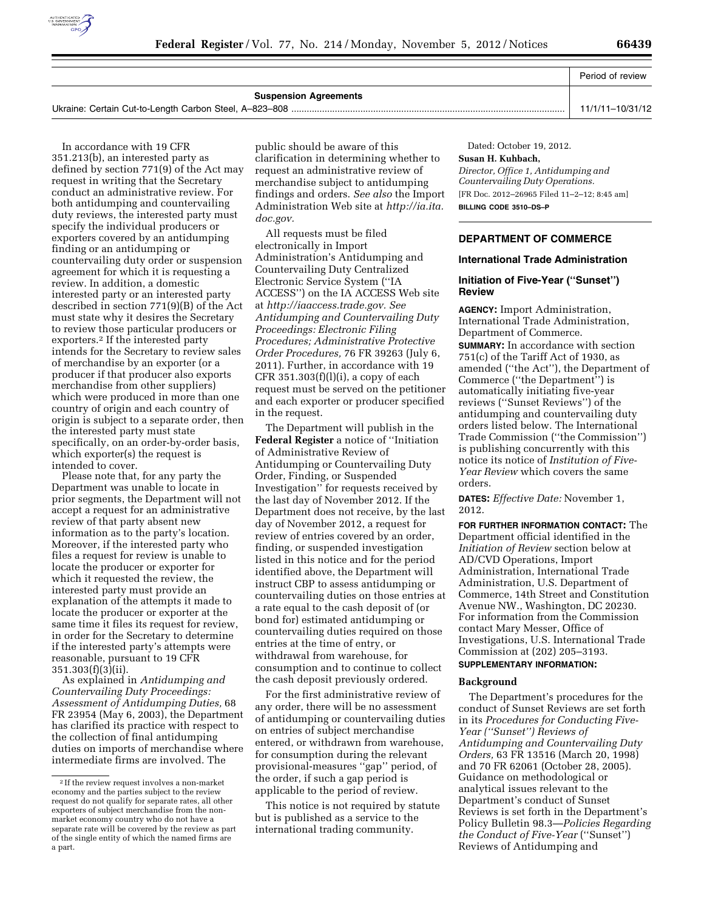| | Period of review |
|---|---|
| **Suspension Agreements** | |
| Ukraine: Certain Cut-to-Length Carbon Steel, A–823–808 | 11/1/11–10/31/12 |

In accordance with 19 CFR 351.213(b), an interested party as defined by section 771(9) of the Act may request in writing that the Secretary conduct an administrative review. For both antidumping and countervailing duty reviews, the interested party must specify the individual producers or exporters covered by an antidumping finding or an antidumping or countervailing duty order or suspension agreement for which it is requesting a review. In addition, a domestic interested party or an interested party described in section 771(9)(B) of the Act must state why it desires the Secretary to review those particular producers or exporters.[2] If the interested party intends for the Secretary to review sales of merchandise by an exporter (or a producer if that producer also exports merchandise from other suppliers) which were produced in more than one country of origin and each country of origin is subject to a separate order, then the interested party must state specifically, on an order-by-order basis, which exporter(s) the request is intended to cover.

Please note that, for any party the Department was unable to locate in prior segments, the Department will not accept a request for an administrative review of that party absent new information as to the party's location. Moreover, if the interested party who files a request for review is unable to locate the producer or exporter for which it requested the review, the interested party must provide an explanation of the attempts it made to locate the producer or exporter at the same time it files its request for review, in order for the Secretary to determine if the interested party's attempts were reasonable, pursuant to 19 CFR 351.303(f)(3)(ii).

As explained in *Antidumping and Countervailing Duty Proceedings: Assessment of Antidumping Duties,* 68 FR 23954 (May 6, 2003), the Department has clarified its practice with respect to the collection of final antidumping duties on imports of merchandise where intermediate firms are involved. The public should be aware of this clarification in determining whether to request an administrative review of merchandise subject to antidumping findings and orders. *See also* the Import Administration Web site at *http://ia.ita.doc.gov.*

All requests must be filed electronically in Import Administration's Antidumping and Countervailing Duty Centralized Electronic Service System ("IA ACCESS") on the IA ACCESS Web site at *http://iaaccess.trade.gov. See Antidumping and Countervailing Duty Proceedings: Electronic Filing Procedures; Administrative Protective Order Procedures,* 76 FR 39263 (July 6, 2011). Further, in accordance with 19 CFR 351.303(f)(l)(i), a copy of each request must be served on the petitioner and each exporter or producer specified in the request.

The Department will publish in the **Federal Register** a notice of "Initiation of Administrative Review of Antidumping or Countervailing Duty Order, Finding, or Suspended Investigation" for requests received by the last day of November 2012. If the Department does not receive, by the last day of November 2012, a request for review of entries covered by an order, finding, or suspended investigation listed in this notice and for the period identified above, the Department will instruct CBP to assess antidumping or countervailing duties on those entries at a rate equal to the cash deposit of (or bond for) estimated antidumping or countervailing duties required on those entries at the time of entry, or withdrawal from warehouse, for consumption and to continue to collect the cash deposit previously ordered.

For the first administrative review of any order, there will be no assessment of antidumping or countervailing duties on entries of subject merchandise entered, or withdrawn from warehouse, for consumption during the relevant provisional-measures "gap" period, of the order, if such a gap period is applicable to the period of review.

This notice is not required by statute but is published as a service to the international trading community.

[2] If the review request involves a non-market economy and the parties subject to the review request do not qualify for separate rates, all other exporters of subject merchandise from the non-market economy country who do not have a separate rate will be covered by the review as part of the single entity of which the named firms are a part.

Dated: October 19, 2012.

**Susan H. Kuhbach,**

*Director, Office 1, Antidumping and Countervailing Duty Operations.*

[FR Doc. 2012–26965 Filed 11–2–12; 8:45 am]

**BILLING CODE 3510–DS–P**

## DEPARTMENT OF COMMERCE

### International Trade Administration

### Initiation of Five-Year ("Sunset") Review

**AGENCY:** Import Administration, International Trade Administration, Department of Commerce.

**SUMMARY:** In accordance with section 751(c) of the Tariff Act of 1930, as amended ("the Act"), the Department of Commerce ("the Department") is automatically initiating five-year reviews ("Sunset Reviews") of the antidumping and countervailing duty orders listed below. The International Trade Commission ("the Commission") is publishing concurrently with this notice its notice of *Institution of Five-Year Review* which covers the same orders.

**DATES:** *Effective Date:* November 1, 2012.

**FOR FURTHER INFORMATION CONTACT:** The Department official identified in the *Initiation of Review* section below at AD/CVD Operations, Import Administration, International Trade Administration, U.S. Department of Commerce, 14th Street and Constitution Avenue NW., Washington, DC 20230. For information from the Commission contact Mary Messer, Office of Investigations, U.S. International Trade Commission at (202) 205–3193.

**SUPPLEMENTARY INFORMATION:**

#### Background

The Department's procedures for the conduct of Sunset Reviews are set forth in its *Procedures for Conducting Five-Year ("Sunset") Reviews of Antidumping and Countervailing Duty Orders,* 63 FR 13516 (March 20, 1998) and 70 FR 62061 (October 28, 2005). Guidance on methodological or analytical issues relevant to the Department's conduct of Sunset Reviews is set forth in the Department's Policy Bulletin 98.3—*Policies Regarding the Conduct of Five-Year* ("Sunset") Reviews of Antidumping and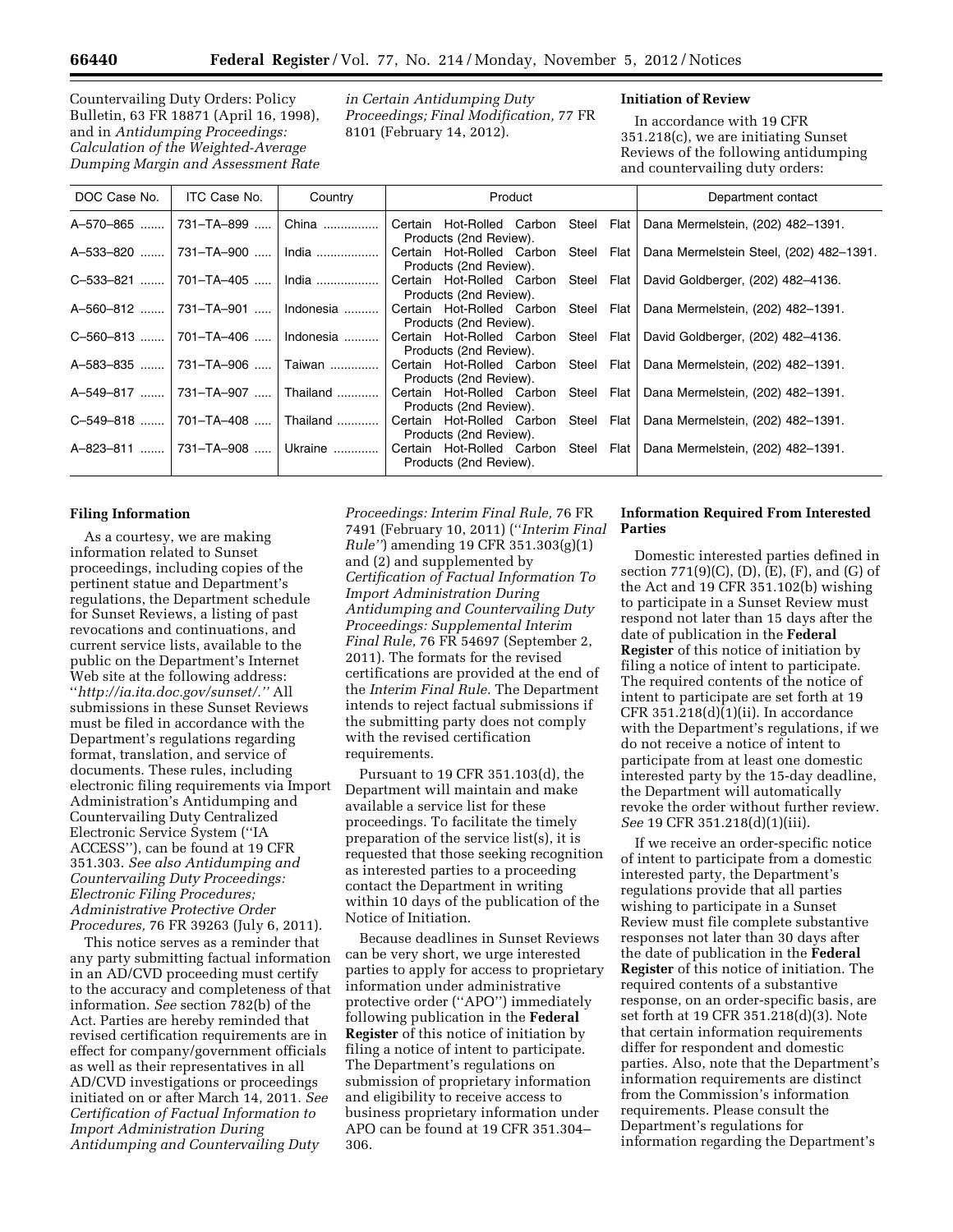Countervailing Duty Orders: Policy Bulletin, 63 FR 18871 (April 16, 1998), and in *Antidumping Proceedings: Calculation of the Weighted-Average Dumping Margin and Assessment Rate in Certain Antidumping Duty Proceedings; Final Modification,* 77 FR 8101 (February 14, 2012).

**Initiation of Review**

In accordance with 19 CFR 351.218(c), we are initiating Sunset Reviews of the following antidumping and countervailing duty orders:

| DOC Case No. | ITC Case No. | Country | Product | Department contact |
|---|---|---|---|---|
| A–570–865 | 731–TA–899 | China | Certain Hot-Rolled Carbon Steel Flat Products (2nd Review). | Dana Mermelstein, (202) 482–1391. |
| A–533–820 | 731–TA–900 | India | Certain Hot-Rolled Carbon Steel Flat Products (2nd Review). | Dana Mermelstein Steel, (202) 482–1391. |
| C–533–821 | 701–TA–405 | India | Certain Hot-Rolled Carbon Steel Flat Products (2nd Review). | David Goldberger, (202) 482–4136. |
| A–560–812 | 731–TA–901 | Indonesia | Certain Hot-Rolled Carbon Steel Flat Products (2nd Review). | Dana Mermelstein, (202) 482–1391. |
| C–560–813 | 701–TA–406 | Indonesia | Certain Hot-Rolled Carbon Steel Flat Products (2nd Review). | David Goldberger, (202) 482–4136. |
| A–583–835 | 731–TA–906 | Taiwan | Certain Hot-Rolled Carbon Steel Flat Products (2nd Review). | Dana Mermelstein, (202) 482–1391. |
| A–549–817 | 731–TA–907 | Thailand | Certain Hot-Rolled Carbon Steel Flat Products (2nd Review). | Dana Mermelstein, (202) 482–1391. |
| C–549–818 | 701–TA–408 | Thailand | Certain Hot-Rolled Carbon Steel Flat Products (2nd Review). | Dana Mermelstein, (202) 482–1391. |
| A–823–811 | 731–TA–908 | Ukraine | Certain Hot-Rolled Carbon Steel Flat Products (2nd Review). | Dana Mermelstein, (202) 482–1391. |

**Filing Information**

As a courtesy, we are making information related to Sunset proceedings, including copies of the pertinent statue and Department's regulations, the Department schedule for Sunset Reviews, a listing of past revocations and continuations, and current service lists, available to the public on the Department's Internet Web site at the following address: ''*http://ia.ita.doc.gov/sunset/.*'' All submissions in these Sunset Reviews must be filed in accordance with the Department's regulations regarding format, translation, and service of documents. These rules, including electronic filing requirements via Import Administration's Antidumping and Countervailing Duty Centralized Electronic Service System (''IA ACCESS''), can be found at 19 CFR 351.303. *See also Antidumping and Countervailing Duty Proceedings: Electronic Filing Procedures; Administrative Protective Order Procedures,* 76 FR 39263 (July 6, 2011).

This notice serves as a reminder that any party submitting factual information in an AD/CVD proceeding must certify to the accuracy and completeness of that information. *See* section 782(b) of the Act. Parties are hereby reminded that revised certification requirements are in effect for company/government officials as well as their representatives in all AD/CVD investigations or proceedings initiated on or after March 14, 2011. *See Certification of Factual Information to Import Administration During Antidumping and Countervailing Duty Proceedings: Interim Final Rule,* 76 FR 7491 (February 10, 2011) (''*Interim Final Rule*'') amending 19 CFR 351.303(g)(1) and (2) and supplemented by *Certification of Factual Information To Import Administration During Antidumping and Countervailing Duty Proceedings: Supplemental Interim Final Rule,* 76 FR 54697 (September 2, 2011). The formats for the revised certifications are provided at the end of the *Interim Final Rule.* The Department intends to reject factual submissions if the submitting party does not comply with the revised certification requirements.

Pursuant to 19 CFR 351.103(d), the Department will maintain and make available a service list for these proceedings. To facilitate the timely preparation of the service list(s), it is requested that those seeking recognition as interested parties to a proceeding contact the Department in writing within 10 days of the publication of the Notice of Initiation.

Because deadlines in Sunset Reviews can be very short, we urge interested parties to apply for access to proprietary information under administrative protective order (''APO'') immediately following publication in the **Federal Register** of this notice of initiation by filing a notice of intent to participate. The Department's regulations on submission of proprietary information and eligibility to receive access to business proprietary information under APO can be found at 19 CFR 351.304–306.

**Information Required From Interested Parties**

Domestic interested parties defined in section 771(9)(C), (D), (E), (F), and (G) of the Act and 19 CFR 351.102(b) wishing to participate in a Sunset Review must respond not later than 15 days after the date of publication in the **Federal Register** of this notice of initiation by filing a notice of intent to participate. The required contents of the notice of intent to participate are set forth at 19 CFR 351.218(d)(1)(ii). In accordance with the Department's regulations, if we do not receive a notice of intent to participate from at least one domestic interested party by the 15-day deadline, the Department will automatically revoke the order without further review. *See* 19 CFR 351.218(d)(1)(iii).

If we receive an order-specific notice of intent to participate from a domestic interested party, the Department's regulations provide that all parties wishing to participate in a Sunset Review must file complete substantive responses not later than 30 days after the date of publication in the **Federal Register** of this notice of initiation. The required contents of a substantive response, on an order-specific basis, are set forth at 19 CFR 351.218(d)(3). Note that certain information requirements differ for respondent and domestic parties. Also, note that the Department's information requirements are distinct from the Commission's information requirements. Please consult the Department's regulations for information regarding the Department's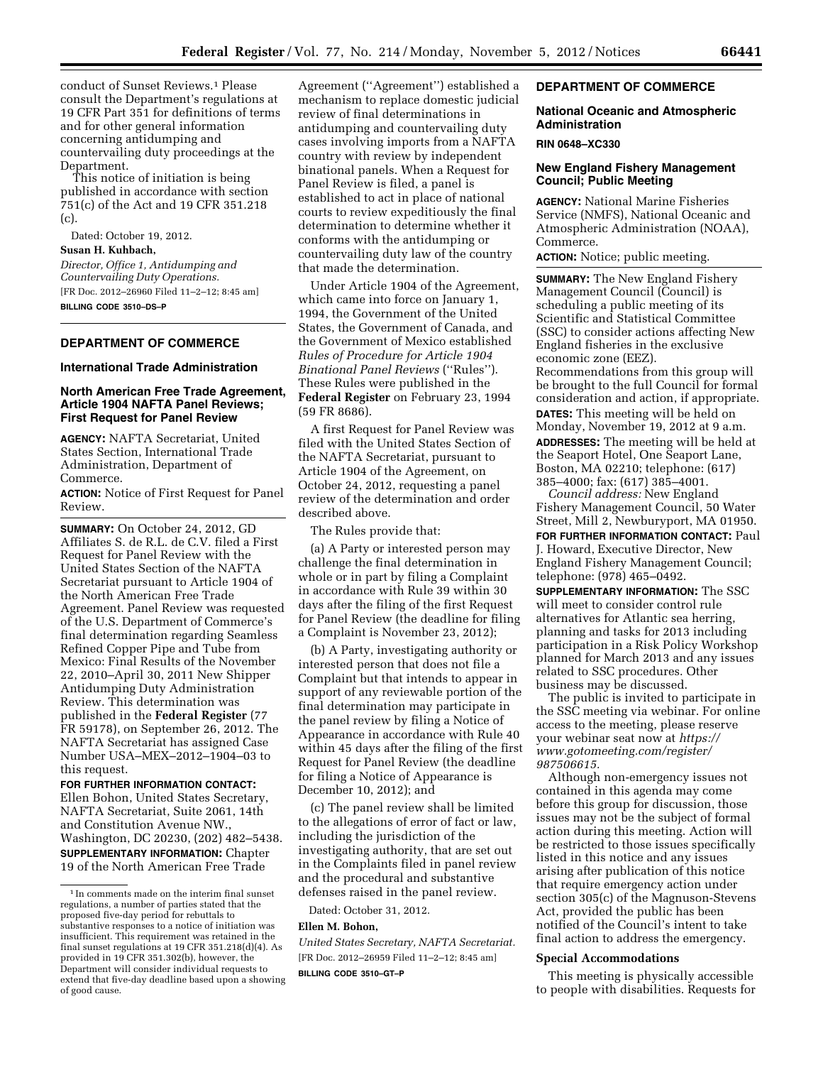conduct of Sunset Reviews.[1] Please consult the Department's regulations at 19 CFR Part 351 for definitions of terms and for other general information concerning antidumping and countervailing duty proceedings at the Department.

This notice of initiation is being published in accordance with section 751(c) of the Act and 19 CFR 351.218 (c).

Dated: October 19, 2012.

**Susan H. Kuhbach,**

*Director, Office 1, Antidumping and Countervailing Duty Operations.*

[FR Doc. 2012–26960 Filed 11–2–12; 8:45 am]

**BILLING CODE 3510–DS–P**

[1] In comments made on the interim final sunset regulations, a number of parties stated that the proposed five-day period for rebuttals to substantive responses to a notice of initiation was insufficient. This requirement was retained in the final sunset regulations at 19 CFR 351.218(d)(4). As provided in 19 CFR 351.302(b), however, the Department will consider individual requests to extend that five-day deadline based upon a showing of good cause.

---

## DEPARTMENT OF COMMERCE

### International Trade Administration

### North American Free Trade Agreement, Article 1904 NAFTA Panel Reviews; First Request for Panel Review

**AGENCY:** NAFTA Secretariat, United States Section, International Trade Administration, Department of Commerce.

**ACTION:** Notice of First Request for Panel Review.

**SUMMARY:** On October 24, 2012, GD Affiliates S. de R.L. de C.V. filed a First Request for Panel Review with the United States Section of the NAFTA Secretariat pursuant to Article 1904 of the North American Free Trade Agreement. Panel Review was requested of the U.S. Department of Commerce's final determination regarding Seamless Refined Copper Pipe and Tube from Mexico: Final Results of the November 22, 2010–April 30, 2011 New Shipper Antidumping Duty Administration Review. This determination was published in the **Federal Register** (77 FR 59178), on September 26, 2012. The NAFTA Secretariat has assigned Case Number USA–MEX–2012–1904–03 to this request.

**FOR FURTHER INFORMATION CONTACT:** Ellen Bohon, United States Secretary, NAFTA Secretariat, Suite 2061, 14th and Constitution Avenue NW., Washington, DC 20230, (202) 482–5438.

**SUPPLEMENTARY INFORMATION:** Chapter 19 of the North American Free Trade Agreement (''Agreement'') established a mechanism to replace domestic judicial review of final determinations in antidumping and countervailing duty cases involving imports from a NAFTA country with review by independent binational panels. When a Request for Panel Review is filed, a panel is established to act in place of national courts to review expeditiously the final determination to determine whether it conforms with the antidumping or countervailing duty law of the country that made the determination.

Under Article 1904 of the Agreement, which came into force on January 1, 1994, the Government of the United States, the Government of Canada, and the Government of Mexico established *Rules of Procedure for Article 1904 Binational Panel Reviews* (''Rules''). These Rules were published in the **Federal Register** on February 23, 1994 (59 FR 8686).

A first Request for Panel Review was filed with the United States Section of the NAFTA Secretariat, pursuant to Article 1904 of the Agreement, on October 24, 2012, requesting a panel review of the determination and order described above.

The Rules provide that:

(a) A Party or interested person may challenge the final determination in whole or in part by filing a Complaint in accordance with Rule 39 within 30 days after the filing of the first Request for Panel Review (the deadline for filing a Complaint is November 23, 2012);

(b) A Party, investigating authority or interested person that does not file a Complaint but that intends to appear in support of any reviewable portion of the final determination may participate in the panel review by filing a Notice of Appearance in accordance with Rule 40 within 45 days after the filing of the first Request for Panel Review (the deadline for filing a Notice of Appearance is December 10, 2012); and

(c) The panel review shall be limited to the allegations of error of fact or law, including the jurisdiction of the investigating authority, that are set out in the Complaints filed in panel review and the procedural and substantive defenses raised in the panel review.

Dated: October 31, 2012.

**Ellen M. Bohon,**

*United States Secretary, NAFTA Secretariat.*

[FR Doc. 2012–26959 Filed 11–2–12; 8:45 am]

**BILLING CODE 3510–GT–P**

---

## DEPARTMENT OF COMMERCE

### National Oceanic and Atmospheric Administration

**RIN 0648–XC330**

### New England Fishery Management Council; Public Meeting

**AGENCY:** National Marine Fisheries Service (NMFS), National Oceanic and Atmospheric Administration (NOAA), Commerce.

**ACTION:** Notice; public meeting.

**SUMMARY:** The New England Fishery Management Council (Council) is scheduling a public meeting of its Scientific and Statistical Committee (SSC) to consider actions affecting New England fisheries in the exclusive economic zone (EEZ). Recommendations from this group will be brought to the full Council for formal consideration and action, if appropriate.

**DATES:** This meeting will be held on Monday, November 19, 2012 at 9 a.m.

**ADDRESSES:** The meeting will be held at the Seaport Hotel, One Seaport Lane, Boston, MA 02210; telephone: (617) 385–4000; fax: (617) 385–4001.

*Council address:* New England Fishery Management Council, 50 Water Street, Mill 2, Newburyport, MA 01950.

**FOR FURTHER INFORMATION CONTACT:** Paul J. Howard, Executive Director, New England Fishery Management Council; telephone: (978) 465–0492.

**SUPPLEMENTARY INFORMATION:** The SSC will meet to consider control rule alternatives for Atlantic sea herring, planning and tasks for 2013 including participation in a Risk Policy Workshop planned for March 2013 and any issues related to SSC procedures. Other business may be discussed.

The public is invited to participate in the SSC meeting via webinar. For online access to the meeting, please reserve your webinar seat now at *https://www.gotomeeting.com/register/987506615.*

Although non-emergency issues not contained in this agenda may come before this group for discussion, those issues may not be the subject of formal action during this meeting. Action will be restricted to those issues specifically listed in this notice and any issues arising after publication of this notice that require emergency action under section 305(c) of the Magnuson-Stevens Act, provided the public has been notified of the Council's intent to take final action to address the emergency.

#### Special Accommodations

This meeting is physically accessible to people with disabilities. Requests for